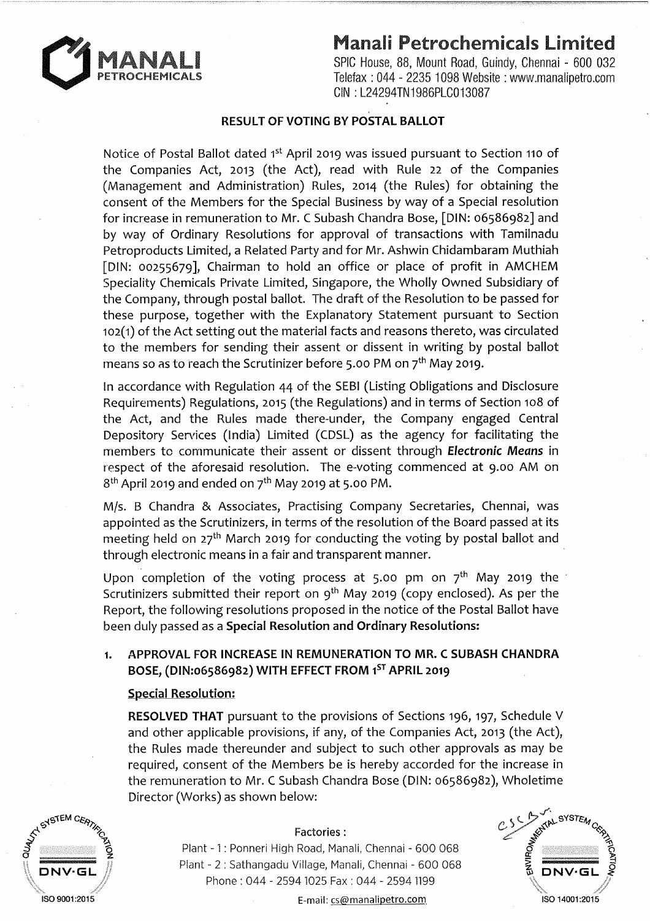# Manali Petrochemicals Limited

SPIC House, 88, Mount Road, Guindy, Chennai - 600 032
Telefax : 044 - 2235 1098 Website : www.manalipetro.com
CIN : L24294TN1986PLC013087

## RESULT OF VOTING BY POSTAL BALLOT

Notice of Postal Ballot dated 1st April 2019 was issued pursuant to Section 110 of the Companies Act, 2013 (the Act), read with Rule 22 of the Companies (Management and Administration) Rules, 2014 (the Rules) for obtaining the consent of the Members for the Special Business by way of a Special resolution for increase in remuneration to Mr. C Subash Chandra Bose, [DIN: 06586982] and by way of Ordinary Resolutions for approval of transactions with Tamilnadu Petroproducts Limited, a Related Party and for Mr. Ashwin Chidambaram Muthiah [DIN: 00255679], Chairman to hold an office or place of profit in AMCHEM Speciality Chemicals Private Limited, Singapore, the Wholly Owned Subsidiary of the Company, through postal ballot. The draft of the Resolution to be passed for these purpose, together with the Explanatory Statement pursuant to Section 102(1) of the Act setting out the material facts and reasons thereto, was circulated to the members for sending their assent or dissent in writing by postal ballot means so as to reach the Scrutinizer before 5.00 PM on 7th May 2019.

In accordance with Regulation 44 of the SEBI (Listing Obligations and Disclosure Requirements) Regulations, 2015 (the Regulations) and in terms of Section 108 of the Act, and the Rules made there-under, the Company engaged Central Depository Services (India) Limited (CDSL) as the agency for facilitating the members to communicate their assent or dissent through ***Electronic Means*** in respect of the aforesaid resolution. The e-voting commenced at 9.00 AM on 8th April 2019 and ended on 7th May 2019 at 5.00 PM.

M/s. B Chandra & Associates, Practising Company Secretaries, Chennai, was appointed as the Scrutinizers, in terms of the resolution of the Board passed at its meeting held on 27th March 2019 for conducting the voting by postal ballot and through electronic means in a fair and transparent manner.

Upon completion of the voting process at 5.00 pm on 7th May 2019 the Scrutinizers submitted their report on 9th May 2019 (copy enclosed). As per the Report, the following resolutions proposed in the notice of the Postal Ballot have been duly passed as a **Special Resolution and Ordinary Resolutions:**

### 1. APPROVAL FOR INCREASE IN REMUNERATION TO MR. C SUBASH CHANDRA BOSE, (DIN:06586982) WITH EFFECT FROM 1ST APRIL 2019

**Special Resolution:**

**RESOLVED THAT** pursuant to the provisions of Sections 196, 197, Schedule V and other applicable provisions, if any, of the Companies Act, 2013 (the Act), the Rules made thereunder and subject to such other approvals as may be required, consent of the Members be is hereby accorded for the increase in the remuneration to Mr. C Subash Chandra Bose (DIN: 06586982), Wholetime Director (Works) as shown below:

Factories :
Plant - 1 : Ponneri High Road, Manali, Chennai - 600 068
Plant - 2 : Sathangadu Village, Manali, Chennai - 600 068
Phone : 044 - 2594 1025 Fax : 044 - 2594 1199
E-mail: cs@manalipetro.com

ISO 9001:2015 ISO 14001:2015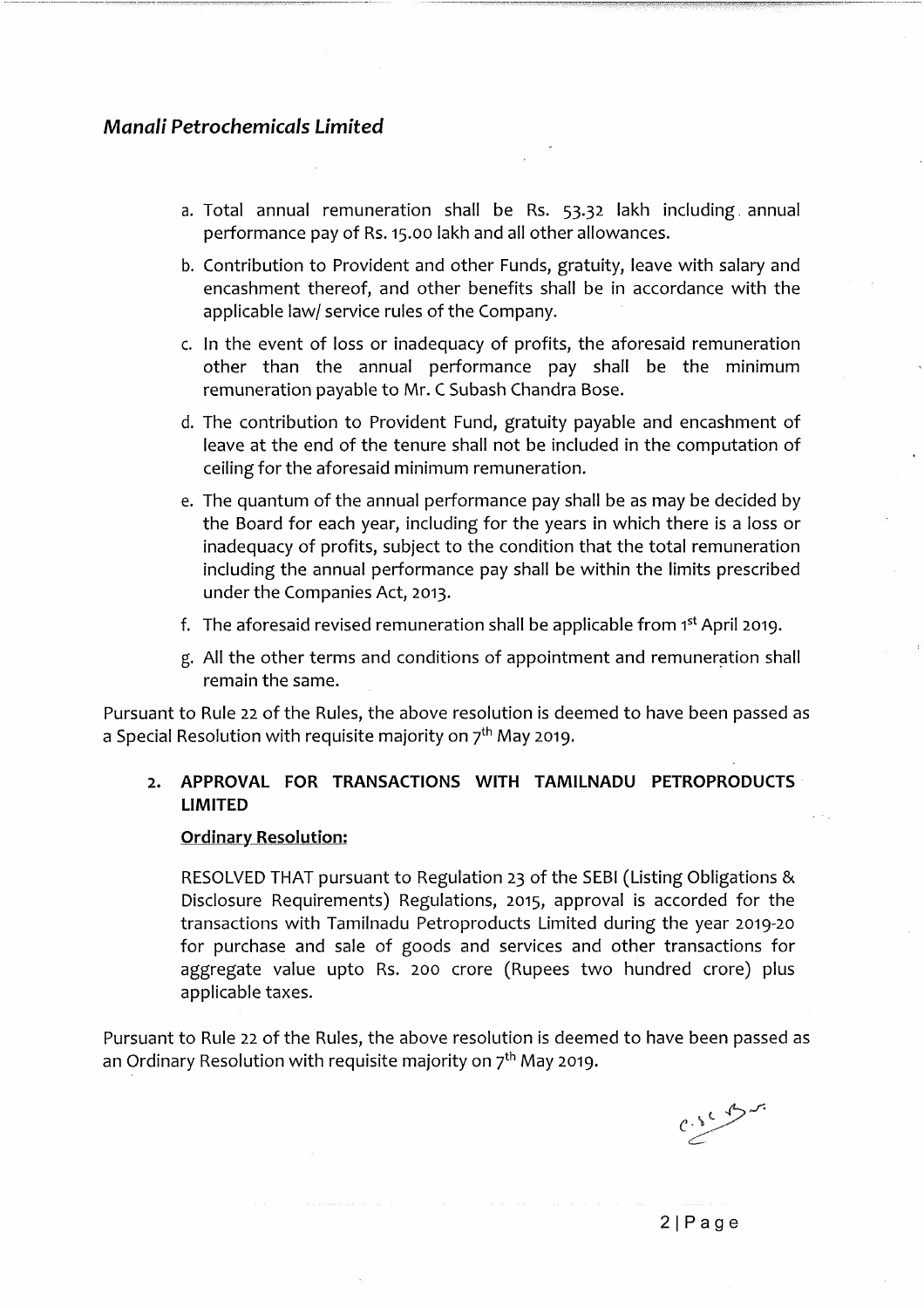a. Total annual remuneration shall be Rs. 53.32 lakh including annual performance pay of Rs. 15.00 lakh and all other allowances.

b. Contribution to Provident and other Funds, gratuity, leave with salary and encashment thereof, and other benefits shall be in accordance with the applicable law/ service rules of the Company.

c. In the event of loss or inadequacy of profits, the aforesaid remuneration other than the annual performance pay shall be the minimum remuneration payable to Mr. C Subash Chandra Bose.

d. The contribution to Provident Fund, gratuity payable and encashment of leave at the end of the tenure shall not be included in the computation of ceiling for the aforesaid minimum remuneration.

e. The quantum of the annual performance pay shall be as may be decided by the Board for each year, including for the years in which there is a loss or inadequacy of profits, subject to the condition that the total remuneration including the annual performance pay shall be within the limits prescribed under the Companies Act, 2013.

f. The aforesaid revised remuneration shall be applicable from 1st April 2019.

g. All the other terms and conditions of appointment and remuneration shall remain the same.

Pursuant to Rule 22 of the Rules, the above resolution is deemed to have been passed as a Special Resolution with requisite majority on 7th May 2019.

**2. APPROVAL FOR TRANSACTIONS WITH TAMILNADU PETROPRODUCTS LIMITED**

**Ordinary Resolution:**

RESOLVED THAT pursuant to Regulation 23 of the SEBI (Listing Obligations & Disclosure Requirements) Regulations, 2015, approval is accorded for the transactions with Tamilnadu Petroproducts Limited during the year 2019-20 for purchase and sale of goods and services and other transactions for aggregate value upto Rs. 200 crore (Rupees two hundred crore) plus applicable taxes.

Pursuant to Rule 22 of the Rules, the above resolution is deemed to have been passed as an Ordinary Resolution with requisite majority on 7th May 2019.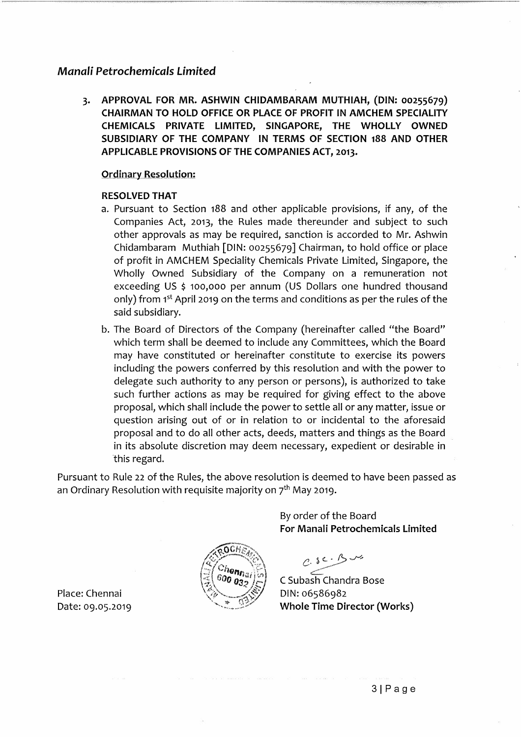*Manali Petrochemicals Limited*

3. **APPROVAL FOR MR. ASHWIN CHIDAMBARAM MUTHIAH, (DIN: 00255679) CHAIRMAN TO HOLD OFFICE OR PLACE OF PROFIT IN AMCHEM SPECIALITY CHEMICALS PRIVATE LIMITED, SINGAPORE, THE WHOLLY OWNED SUBSIDIARY OF THE COMPANY IN TERMS OF SECTION 188 AND OTHER APPLICABLE PROVISIONS OF THE COMPANIES ACT, 2013.**

**Ordinary Resolution:**

**RESOLVED THAT**

a. Pursuant to Section 188 and other applicable provisions, if any, of the Companies Act, 2013, the Rules made thereunder and subject to such other approvals as may be required, sanction is accorded to Mr. Ashwin Chidambaram Muthiah [DIN: 00255679] Chairman, to hold office or place of profit in AMCHEM Speciality Chemicals Private Limited, Singapore, the Wholly Owned Subsidiary of the Company on a remuneration not exceeding US $ 100,000 per annum (US Dollars one hundred thousand only) from 1st April 2019 on the terms and conditions as per the rules of the said subsidiary.

b. The Board of Directors of the Company (hereinafter called "the Board" which term shall be deemed to include any Committees, which the Board may have constituted or hereinafter constitute to exercise its powers including the powers conferred by this resolution and with the power to delegate such authority to any person or persons), is authorized to take such further actions as may be required for giving effect to the above proposal, which shall include the power to settle all or any matter, issue or question arising out of or in relation to or incidental to the aforesaid proposal and to do all other acts, deeds, matters and things as the Board in its absolute discretion may deem necessary, expedient or desirable in this regard.

Pursuant to Rule 22 of the Rules, the above resolution is deemed to have been passed as an Ordinary Resolution with requisite majority on 7th May 2019.

By order of the Board
**For Manali Petrochemicals Limited**

C Subash Chandra Bose
DIN: 06586982
**Whole Time Director (Works)**

Place: Chennai
Date: 09.05.2019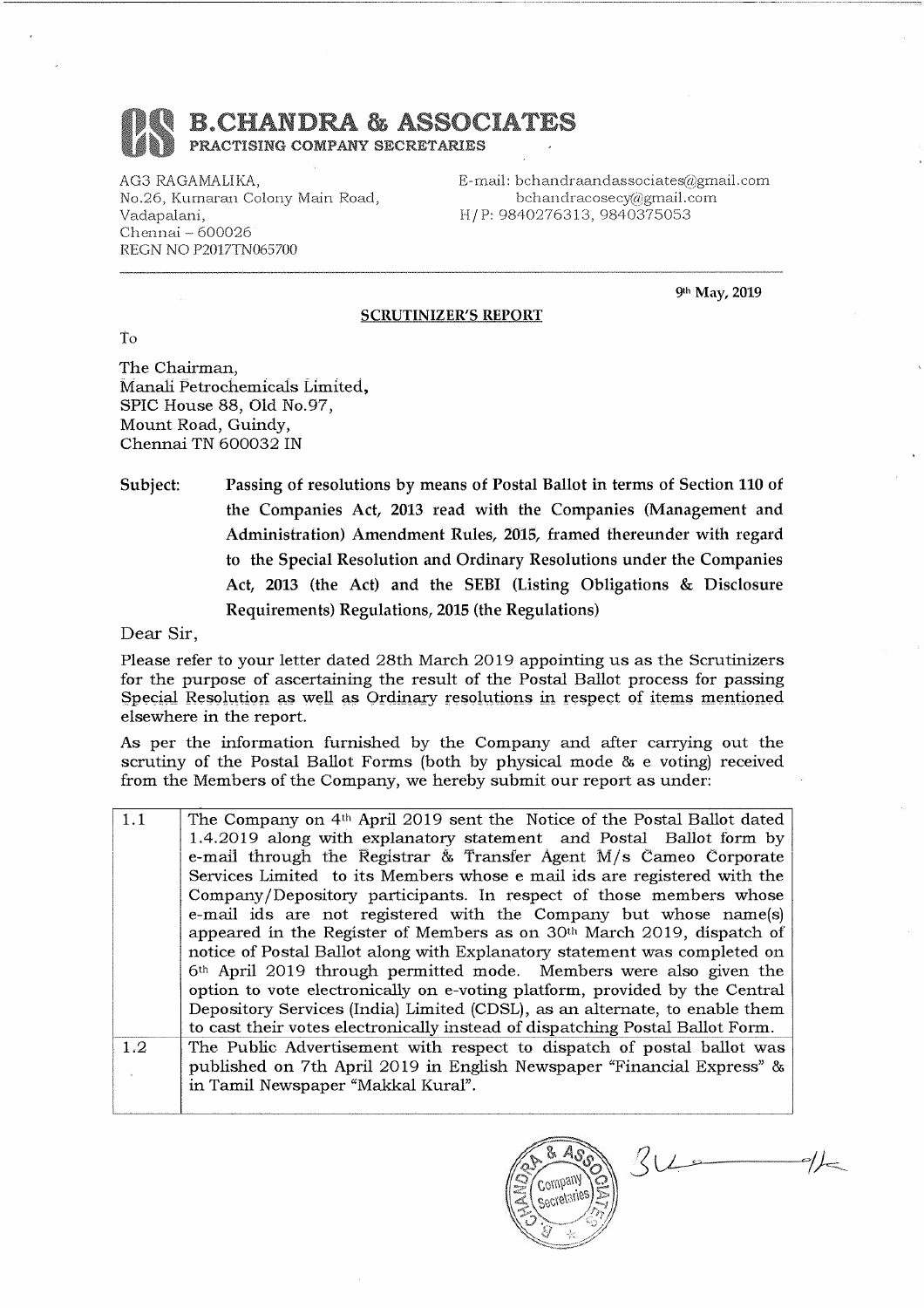# B.CHANDRA & ASSOCIATES

**PRACTISING COMPANY SECRETARIES**

AG3 RAGAMALIKA,
No.26, Kumaran Colony Main Road,
Vadapalani,
Chennai – 600026
REGN NO P2017TN065700

E-mail: bchandraandassociates@gmail.com
bchandracosecy@gmail.com
H/P: 9840276313, 9840375053

9th May, 2019

**SCRUTINIZER'S REPORT**

To

The Chairman,
Manali Petrochemicals Limited,
SPIC House 88, Old No.97,
Mount Road, Guindy,
Chennai TN 600032 IN

**Subject: Passing of resolutions by means of Postal Ballot in terms of Section 110 of the Companies Act, 2013 read with the Companies (Management and Administration) Amendment Rules, 2015, framed thereunder with regard to the Special Resolution and Ordinary Resolutions under the Companies Act, 2013 (the Act) and the SEBI (Listing Obligations & Disclosure Requirements) Regulations, 2015 (the Regulations)**

Dear Sir,

Please refer to your letter dated 28th March 2019 appointing us as the Scrutinizers for the purpose of ascertaining the result of the Postal Ballot process for passing Special Resolution as well as Ordinary resolutions in respect of items mentioned elsewhere in the report.

As per the information furnished by the Company and after carrying out the scrutiny of the Postal Ballot Forms (both by physical mode & e voting) received from the Members of the Company, we hereby submit our report as under:

| | |
|---|---|
| 1.1 | The Company on 4th April 2019 sent the Notice of the Postal Ballot dated 1.4.2019 along with explanatory statement and Postal Ballot form by e-mail through the Registrar & Transfer Agent M/s Cameo Corporate Services Limited to its Members whose e mail ids are registered with the Company/Depository participants. In respect of those members whose e-mail ids are not registered with the Company but whose name(s) appeared in the Register of Members as on 30th March 2019, dispatch of notice of Postal Ballot along with Explanatory statement was completed on 6th April 2019 through permitted mode. Members were also given the option to vote electronically on e-voting platform, provided by the Central Depository Services (India) Limited (CDSL), as an alternate, to enable them to cast their votes electronically instead of dispatching Postal Ballot Form. |
| 1.2 | The Public Advertisement with respect to dispatch of postal ballot was published on 7th April 2019 in English Newspaper "Financial Express" & in Tamil Newspaper "Makkal Kural". |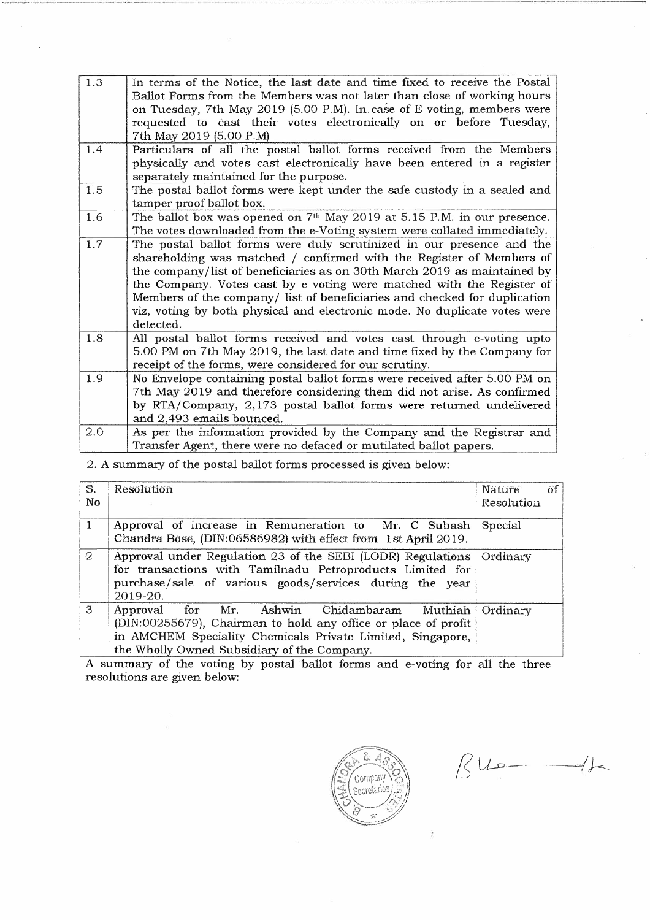| 1.3 | In terms of the Notice, the last date and time fixed to receive the Postal Ballot Forms from the Members was not later than close of working hours on Tuesday, 7th May 2019 (5.00 P.M). In case of E voting, members were requested to cast their votes electronically on or before Tuesday, 7th May 2019 (5.00 P.M) |
|---|---|
| 1.4 | Particulars of all the postal ballot forms received from the Members physically and votes cast electronically have been entered in a register separately maintained for the purpose. |
| 1.5 | The postal ballot forms were kept under the safe custody in a sealed and tamper proof ballot box. |
| 1.6 | The ballot box was opened on 7th May 2019 at 5.15 P.M. in our presence. The votes downloaded from the e-Voting system were collated immediately. |
| 1.7 | The postal ballot forms were duly scrutinized in our presence and the shareholding was matched / confirmed with the Register of Members of the company/list of beneficiaries as on 30th March 2019 as maintained by the Company. Votes cast by e voting were matched with the Register of Members of the company/ list of beneficiaries and checked for duplication viz, voting by both physical and electronic mode. No duplicate votes were detected. |
| 1.8 | All postal ballot forms received and votes cast through e-voting upto 5.00 PM on 7th May 2019, the last date and time fixed by the Company for receipt of the forms, were considered for our scrutiny. |
| 1.9 | No Envelope containing postal ballot forms were received after 5.00 PM on 7th May 2019 and therefore considering them did not arise. As confirmed by RTA/Company, 2,173 postal ballot forms were returned undelivered and 2,493 emails bounced. |
| 2.0 | As per the information provided by the Company and the Registrar and Transfer Agent, there were no defaced or mutilated ballot papers. |

2. A summary of the postal ballot forms processed is given below:

| S. No | Resolution | Nature of Resolution |
|---|---|---|
| 1 | Approval of increase in Remuneration to Mr. C Subash Chandra Bose, (DIN:06586982) with effect from 1st April 2019. | Special |
| 2 | Approval under Regulation 23 of the SEBI (LODR) Regulations for transactions with Tamilnadu Petroproducts Limited for purchase/sale of various goods/services during the year 2019-20. | Ordinary |
| 3 | Approval for Mr. Ashwin Chidambaram Muthiah (DIN:00255679), Chairman to hold any office or place of profit in AMCHEM Speciality Chemicals Private Limited, Singapore, the Wholly Owned Subsidiary of the Company. | Ordinary |

A summary of the voting by postal ballot forms and e-voting for all the three resolutions are given below: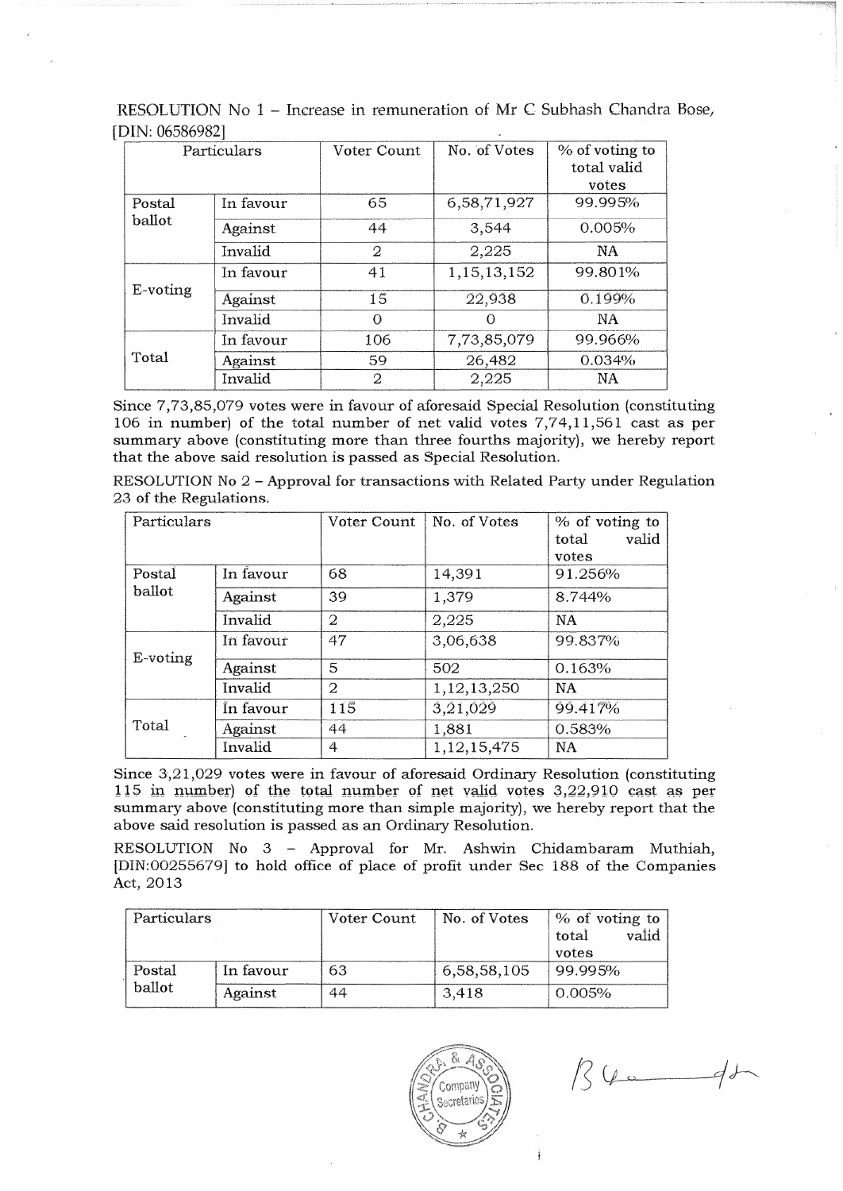RESOLUTION No 1 – Increase in remuneration of Mr C Subhash Chandra Bose, [DIN: 06586982]

| Particulars | | Voter Count | No. of Votes | % of voting to total valid votes |
|---|---|---|---|---|
| Postal ballot | In favour | 65 | 6,58,71,927 | 99.995% |
| | Against | 44 | 3,544 | 0.005% |
| | Invalid | 2 | 2,225 | NA |
| E-voting | In favour | 41 | 1,15,13,152 | 99.801% |
| | Against | 15 | 22,938 | 0.199% |
| | Invalid | 0 | 0 | NA |
| Total | In favour | 106 | 7,73,85,079 | 99.966% |
| | Against | 59 | 26,482 | 0.034% |
| | Invalid | 2 | 2,225 | NA |

Since 7,73,85,079 votes were in favour of aforesaid Special Resolution (constituting 106 in number) of the total number of net valid votes 7,74,11,561 cast as per summary above (constituting more than three fourths majority), we hereby report that the above said resolution is passed as Special Resolution.

RESOLUTION No 2 – Approval for transactions with Related Party under Regulation 23 of the Regulations.

| Particulars | | Voter Count | No. of Votes | % of voting to total valid votes |
|---|---|---|---|---|
| Postal ballot | In favour | 68 | 14,391 | 91.256% |
| | Against | 39 | 1,379 | 8.744% |
| | Invalid | 2 | 2,225 | NA |
| E-voting | In favour | 47 | 3,06,638 | 99.837% |
| | Against | 5 | 502 | 0.163% |
| | Invalid | 2 | 1,12,13,250 | NA |
| Total | In favour | 115 | 3,21,029 | 99.417% |
| | Against | 44 | 1,881 | 0.583% |
| | Invalid | 4 | 1,12,15,475 | NA |

Since 3,21,029 votes were in favour of aforesaid Ordinary Resolution (constituting 115 in number) of the total number of net valid votes 3,22,910 cast as per summary above (constituting more than simple majority), we hereby report that the above said resolution is passed as an Ordinary Resolution.

RESOLUTION No 3 – Approval for Mr. Ashwin Chidambaram Muthiah, [DIN:00255679] to hold office of place of profit under Sec 188 of the Companies Act, 2013

| Particulars | | Voter Count | No. of Votes | % of voting to total valid votes |
|---|---|---|---|---|
| Postal ballot | In favour | 63 | 6,58,58,105 | 99.995% |
| | Against | 44 | 3,418 | 0.005% |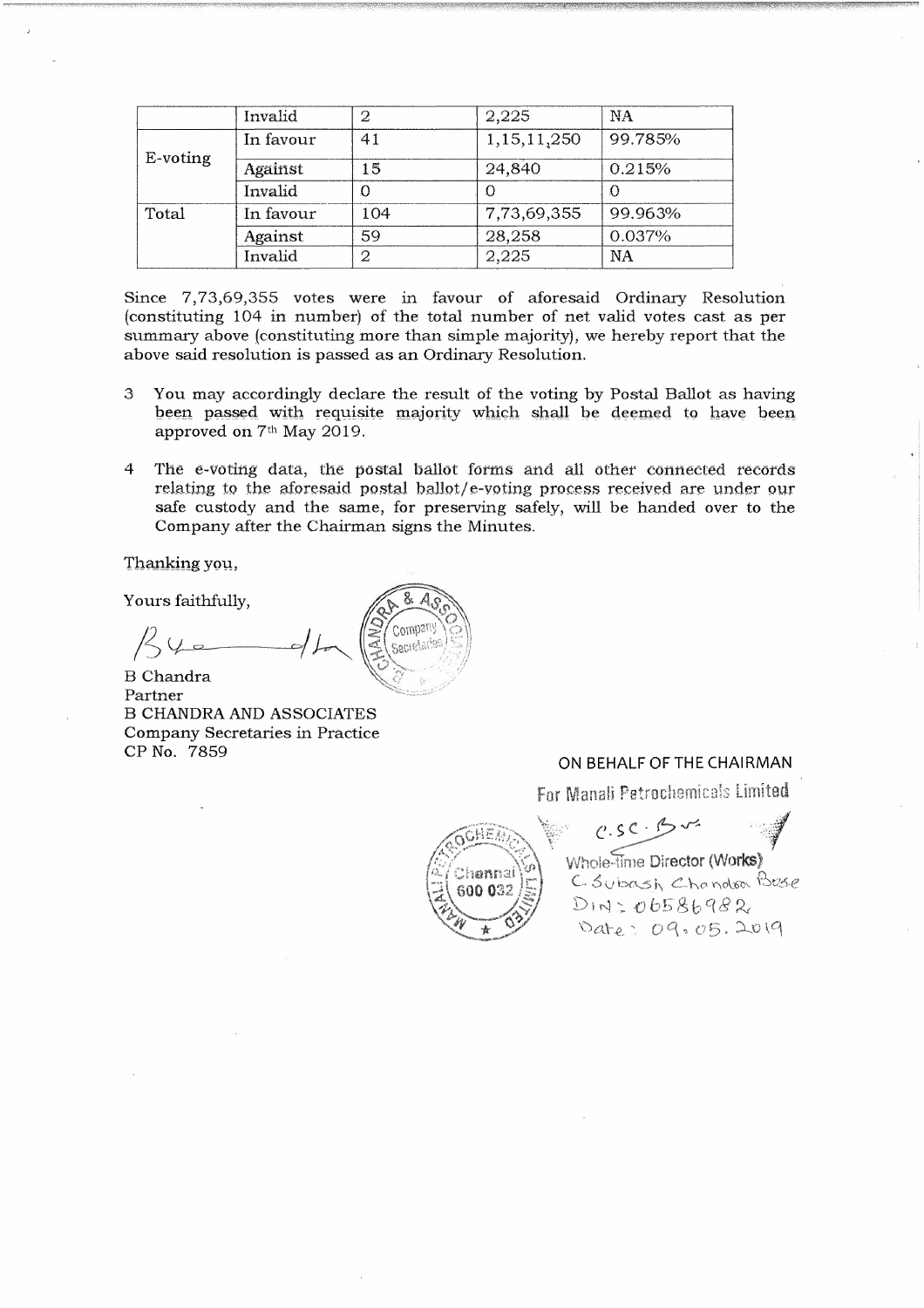| | | | | |
|---|---|---|---|---|
| | Invalid | 2 | 2,225 | NA |
| E-voting | In favour | 41 | 1,15,11,250 | 99.785% |
| | Against | 15 | 24,840 | 0.215% |
| | Invalid | 0 | 0 | 0 |
| Total | In favour | 104 | 7,73,69,355 | 99.963% |
| | Against | 59 | 28,258 | 0.037% |
| | Invalid | 2 | 2,225 | NA |

Since 7,73,69,355 votes were in favour of aforesaid Ordinary Resolution (constituting 104 in number) of the total number of net valid votes cast as per summary above (constituting more than simple majority), we hereby report that the above said resolution is passed as an Ordinary Resolution.

3 You may accordingly declare the result of the voting by Postal Ballot as having been passed with requisite majority which shall be deemed to have been approved on 7th May 2019.

4 The e-voting data, the postal ballot forms and all other connected records relating to the aforesaid postal ballot/e-voting process received are under our safe custody and the same, for preserving safely, will be handed over to the Company after the Chairman signs the Minutes.

Thanking you,

Yours faithfully,

B Chandra
Partner
B CHANDRA AND ASSOCIATES
Company Secretaries in Practice
CP No. 7859

ON BEHALF OF THE CHAIRMAN

For Manali Petrochemicals Limited

Whole-time Director (Works)
C. Subash Chandra Bose
DIN: 06586982
Date: 09.05.2019